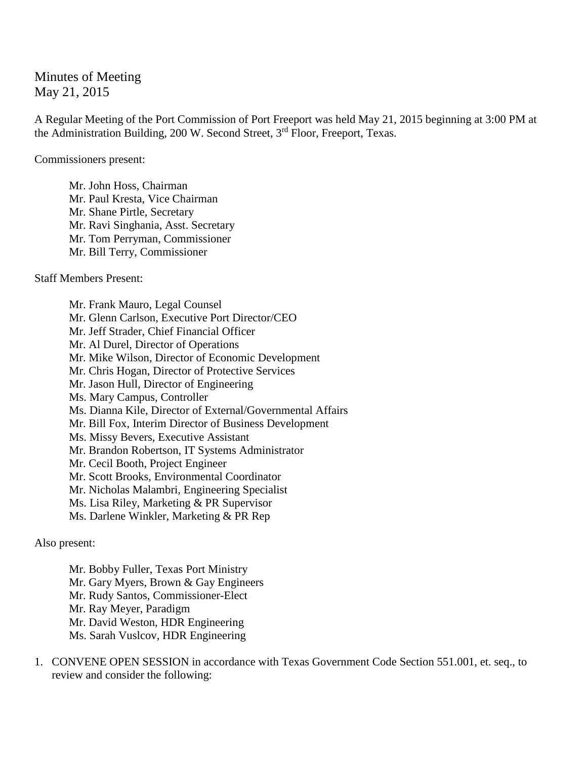# Minutes of Meeting
May 21, 2015

A Regular Meeting of the Port Commission of Port Freeport was held May 21, 2015 beginning at 3:00 PM at the Administration Building, 200 W. Second Street, 3rd Floor, Freeport, Texas.

Commissioners present:

- Mr. John Hoss, Chairman
- Mr. Paul Kresta, Vice Chairman
- Mr. Shane Pirtle, Secretary
- Mr. Ravi Singhania, Asst. Secretary
- Mr. Tom Perryman, Commissioner
- Mr. Bill Terry, Commissioner

Staff Members Present:

- Mr. Frank Mauro, Legal Counsel
- Mr. Glenn Carlson, Executive Port Director/CEO
- Mr. Jeff Strader, Chief Financial Officer
- Mr. Al Durel, Director of Operations
- Mr. Mike Wilson, Director of Economic Development
- Mr. Chris Hogan, Director of Protective Services
- Mr. Jason Hull, Director of Engineering
- Ms. Mary Campus, Controller
- Ms. Dianna Kile, Director of External/Governmental Affairs
- Mr. Bill Fox, Interim Director of Business Development
- Ms. Missy Bevers, Executive Assistant
- Mr. Brandon Robertson, IT Systems Administrator
- Mr. Cecil Booth, Project Engineer
- Mr. Scott Brooks, Environmental Coordinator
- Mr. Nicholas Malambri, Engineering Specialist
- Ms. Lisa Riley, Marketing & PR Supervisor
- Ms. Darlene Winkler, Marketing & PR Rep

Also present:

- Mr. Bobby Fuller, Texas Port Ministry
- Mr. Gary Myers, Brown & Gay Engineers
- Mr. Rudy Santos, Commissioner-Elect
- Mr. Ray Meyer, Paradigm
- Mr. David Weston, HDR Engineering
- Ms. Sarah Vuslcov, HDR Engineering

1. CONVENE OPEN SESSION in accordance with Texas Government Code Section 551.001, et. seq., to review and consider the following: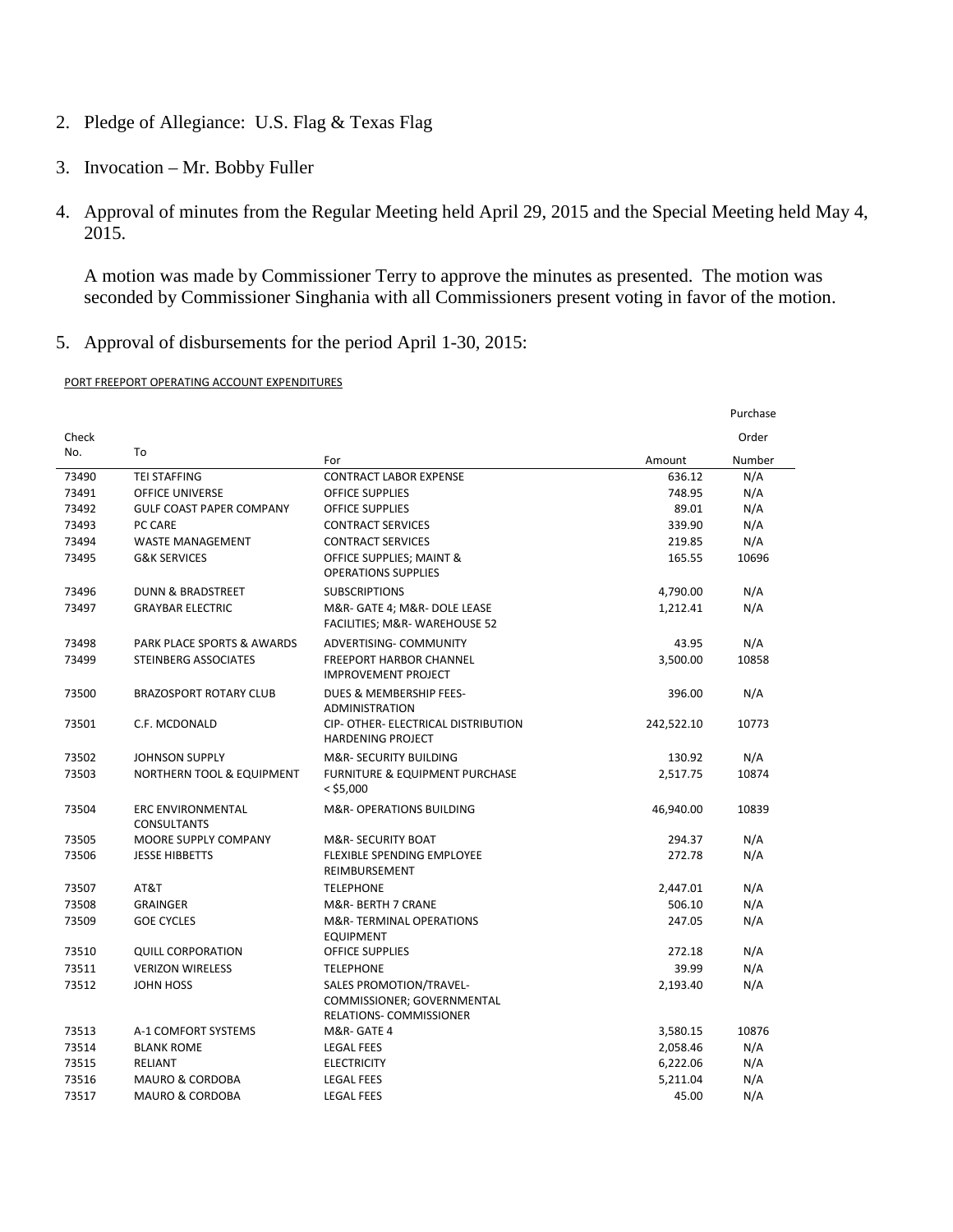2. Pledge of Allegiance: U.S. Flag & Texas Flag

3. Invocation – Mr. Bobby Fuller

4. Approval of minutes from the Regular Meeting held April 29, 2015 and the Special Meeting held May 4, 2015.

   A motion was made by Commissioner Terry to approve the minutes as presented. The motion was seconded by Commissioner Singhania with all Commissioners present voting in favor of the motion.

5. Approval of disbursements for the period April 1-30, 2015:

PORT FREEPORT OPERATING ACCOUNT EXPENDITURES

| Check No. | To | For | Amount | Purchase Order Number |
|---|---|---|---|---|
| 73490 | TEI STAFFING | CONTRACT LABOR EXPENSE | 636.12 | N/A |
| 73491 | OFFICE UNIVERSE | OFFICE SUPPLIES | 748.95 | N/A |
| 73492 | GULF COAST PAPER COMPANY | OFFICE SUPPLIES | 89.01 | N/A |
| 73493 | PC CARE | CONTRACT SERVICES | 339.90 | N/A |
| 73494 | WASTE MANAGEMENT | CONTRACT SERVICES | 219.85 | N/A |
| 73495 | G&K SERVICES | OFFICE SUPPLIES; MAINT & OPERATIONS SUPPLIES | 165.55 | 10696 |
| 73496 | DUNN & BRADSTREET | SUBSCRIPTIONS | 4,790.00 | N/A |
| 73497 | GRAYBAR ELECTRIC | M&R- GATE 4; M&R- DOLE LEASE FACILITIES; M&R- WAREHOUSE 52 | 1,212.41 | N/A |
| 73498 | PARK PLACE SPORTS & AWARDS | ADVERTISING- COMMUNITY | 43.95 | N/A |
| 73499 | STEINBERG ASSOCIATES | FREEPORT HARBOR CHANNEL IMPROVEMENT PROJECT | 3,500.00 | 10858 |
| 73500 | BRAZOSPORT ROTARY CLUB | DUES & MEMBERSHIP FEES- ADMINISTRATION | 396.00 | N/A |
| 73501 | C.F. MCDONALD | CIP- OTHER- ELECTRICAL DISTRIBUTION HARDENING PROJECT | 242,522.10 | 10773 |
| 73502 | JOHNSON SUPPLY | M&R- SECURITY BUILDING | 130.92 | N/A |
| 73503 | NORTHERN TOOL & EQUIPMENT | FURNITURE & EQUIPMENT PURCHASE < $5,000 | 2,517.75 | 10874 |
| 73504 | ERC ENVIRONMENTAL CONSULTANTS | M&R- OPERATIONS BUILDING | 46,940.00 | 10839 |
| 73505 | MOORE SUPPLY COMPANY | M&R- SECURITY BOAT | 294.37 | N/A |
| 73506 | JESSE HIBBETTS | FLEXIBLE SPENDING EMPLOYEE REIMBURSEMENT | 272.78 | N/A |
| 73507 | AT&T | TELEPHONE | 2,447.01 | N/A |
| 73508 | GRAINGER | M&R- BERTH 7 CRANE | 506.10 | N/A |
| 73509 | GOE CYCLES | M&R- TERMINAL OPERATIONS EQUIPMENT | 247.05 | N/A |
| 73510 | QUILL CORPORATION | OFFICE SUPPLIES | 272.18 | N/A |
| 73511 | VERIZON WIRELESS | TELEPHONE | 39.99 | N/A |
| 73512 | JOHN HOSS | SALES PROMOTION/TRAVEL- COMMISSIONER; GOVERNMENTAL RELATIONS- COMMISSIONER | 2,193.40 | N/A |
| 73513 | A-1 COMFORT SYSTEMS | M&R- GATE 4 | 3,580.15 | 10876 |
| 73514 | BLANK ROME | LEGAL FEES | 2,058.46 | N/A |
| 73515 | RELIANT | ELECTRICITY | 6,222.06 | N/A |
| 73516 | MAURO & CORDOBA | LEGAL FEES | 5,211.04 | N/A |
| 73517 | MAURO & CORDOBA | LEGAL FEES | 45.00 | N/A |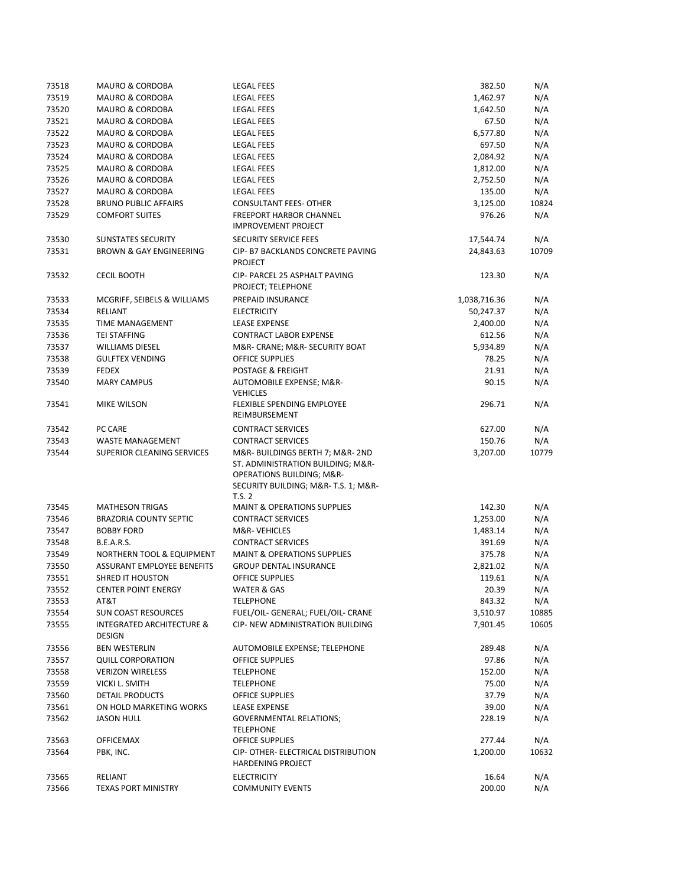| | | | | |
|---|---|---|---|---|
| 73518 | MAURO & CORDOBA | LEGAL FEES | 382.50 | N/A |
| 73519 | MAURO & CORDOBA | LEGAL FEES | 1,462.97 | N/A |
| 73520 | MAURO & CORDOBA | LEGAL FEES | 1,642.50 | N/A |
| 73521 | MAURO & CORDOBA | LEGAL FEES | 67.50 | N/A |
| 73522 | MAURO & CORDOBA | LEGAL FEES | 6,577.80 | N/A |
| 73523 | MAURO & CORDOBA | LEGAL FEES | 697.50 | N/A |
| 73524 | MAURO & CORDOBA | LEGAL FEES | 2,084.92 | N/A |
| 73525 | MAURO & CORDOBA | LEGAL FEES | 1,812.00 | N/A |
| 73526 | MAURO & CORDOBA | LEGAL FEES | 2,752.50 | N/A |
| 73527 | MAURO & CORDOBA | LEGAL FEES | 135.00 | N/A |
| 73528 | BRUNO PUBLIC AFFAIRS | CONSULTANT FEES- OTHER | 3,125.00 | 10824 |
| 73529 | COMFORT SUITES | FREEPORT HARBOR CHANNEL IMPROVEMENT PROJECT | 976.26 | N/A |
| 73530 | SUNSTATES SECURITY | SECURITY SERVICE FEES | 17,544.74 | N/A |
| 73531 | BROWN & GAY ENGINEERING | CIP- B7 BACKLANDS CONCRETE PAVING PROJECT | 24,843.63 | 10709 |
| 73532 | CECIL BOOTH | CIP- PARCEL 25 ASPHALT PAVING PROJECT; TELEPHONE | 123.30 | N/A |
| 73533 | MCGRIFF, SEIBELS & WILLIAMS | PREPAID INSURANCE | 1,038,716.36 | N/A |
| 73534 | RELIANT | ELECTRICITY | 50,247.37 | N/A |
| 73535 | TIME MANAGEMENT | LEASE EXPENSE | 2,400.00 | N/A |
| 73536 | TEI STAFFING | CONTRACT LABOR EXPENSE | 612.56 | N/A |
| 73537 | WILLIAMS DIESEL | M&R- CRANE; M&R- SECURITY BOAT | 5,934.89 | N/A |
| 73538 | GULFTEX VENDING | OFFICE SUPPLIES | 78.25 | N/A |
| 73539 | FEDEX | POSTAGE & FREIGHT | 21.91 | N/A |
| 73540 | MARY CAMPUS | AUTOMOBILE EXPENSE; M&R- VEHICLES | 90.15 | N/A |
| 73541 | MIKE WILSON | FLEXIBLE SPENDING EMPLOYEE REIMBURSEMENT | 296.71 | N/A |
| 73542 | PC CARE | CONTRACT SERVICES | 627.00 | N/A |
| 73543 | WASTE MANAGEMENT | CONTRACT SERVICES | 150.76 | N/A |
| 73544 | SUPERIOR CLEANING SERVICES | M&R- BUILDINGS BERTH 7; M&R- 2ND ST. ADMINISTRATION BUILDING; M&R- OPERATIONS BUILDING; M&R- SECURITY BUILDING; M&R- T.S. 1; M&R- T.S. 2 | 3,207.00 | 10779 |
| 73545 | MATHESON TRIGAS | MAINT & OPERATIONS SUPPLIES | 142.30 | N/A |
| 73546 | BRAZORIA COUNTY SEPTIC | CONTRACT SERVICES | 1,253.00 | N/A |
| 73547 | BOBBY FORD | M&R- VEHICLES | 1,483.14 | N/A |
| 73548 | B.E.A.R.S. | CONTRACT SERVICES | 391.69 | N/A |
| 73549 | NORTHERN TOOL & EQUIPMENT | MAINT & OPERATIONS SUPPLIES | 375.78 | N/A |
| 73550 | ASSURANT EMPLOYEE BENEFITS | GROUP DENTAL INSURANCE | 2,821.02 | N/A |
| 73551 | SHRED IT HOUSTON | OFFICE SUPPLIES | 119.61 | N/A |
| 73552 | CENTER POINT ENERGY | WATER & GAS | 20.39 | N/A |
| 73553 | AT&T | TELEPHONE | 843.32 | N/A |
| 73554 | SUN COAST RESOURCES | FUEL/OIL- GENERAL; FUEL/OIL- CRANE | 3,510.97 | 10885 |
| 73555 | INTEGRATED ARCHITECTURE & DESIGN | CIP- NEW ADMINISTRATION BUILDING | 7,901.45 | 10605 |
| 73556 | BEN WESTERLIN | AUTOMOBILE EXPENSE; TELEPHONE | 289.48 | N/A |
| 73557 | QUILL CORPORATION | OFFICE SUPPLIES | 97.86 | N/A |
| 73558 | VERIZON WIRELESS | TELEPHONE | 152.00 | N/A |
| 73559 | VICKI L. SMITH | TELEPHONE | 75.00 | N/A |
| 73560 | DETAIL PRODUCTS | OFFICE SUPPLIES | 37.79 | N/A |
| 73561 | ON HOLD MARKETING WORKS | LEASE EXPENSE | 39.00 | N/A |
| 73562 | JASON HULL | GOVERNMENTAL RELATIONS; TELEPHONE | 228.19 | N/A |
| 73563 | OFFICEMAX | OFFICE SUPPLIES | 277.44 | N/A |
| 73564 | PBK, INC. | CIP- OTHER- ELECTRICAL DISTRIBUTION HARDENING PROJECT | 1,200.00 | 10632 |
| 73565 | RELIANT | ELECTRICITY | 16.64 | N/A |
| 73566 | TEXAS PORT MINISTRY | COMMUNITY EVENTS | 200.00 | N/A |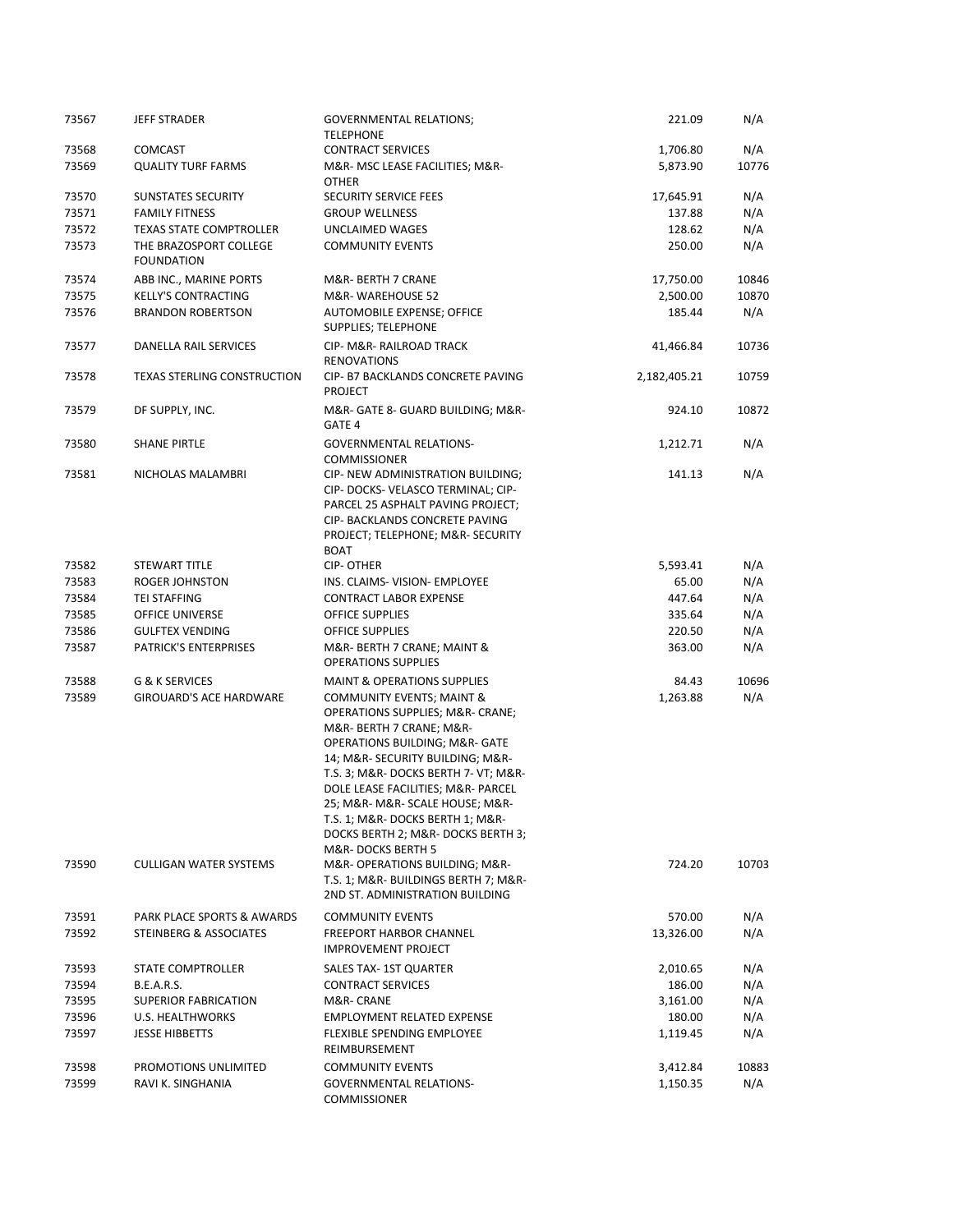| | | | | |
|---|---|---|---|---|
| 73567 | JEFF STRADER | GOVERNMENTAL RELATIONS; TELEPHONE | 221.09 | N/A |
| 73568 | COMCAST | CONTRACT SERVICES | 1,706.80 | N/A |
| 73569 | QUALITY TURF FARMS | M&R- MSC LEASE FACILITIES; M&R- OTHER | 5,873.90 | 10776 |
| 73570 | SUNSTATES SECURITY | SECURITY SERVICE FEES | 17,645.91 | N/A |
| 73571 | FAMILY FITNESS | GROUP WELLNESS | 137.88 | N/A |
| 73572 | TEXAS STATE COMPTROLLER | UNCLAIMED WAGES | 128.62 | N/A |
| 73573 | THE BRAZOSPORT COLLEGE FOUNDATION | COMMUNITY EVENTS | 250.00 | N/A |
| 73574 | ABB INC., MARINE PORTS | M&R- BERTH 7 CRANE | 17,750.00 | 10846 |
| 73575 | KELLY'S CONTRACTING | M&R- WAREHOUSE 52 | 2,500.00 | 10870 |
| 73576 | BRANDON ROBERTSON | AUTOMOBILE EXPENSE; OFFICE SUPPLIES; TELEPHONE | 185.44 | N/A |
| 73577 | DANELLA RAIL SERVICES | CIP- M&R- RAILROAD TRACK RENOVATIONS | 41,466.84 | 10736 |
| 73578 | TEXAS STERLING CONSTRUCTION | CIP- B7 BACKLANDS CONCRETE PAVING PROJECT | 2,182,405.21 | 10759 |
| 73579 | DF SUPPLY, INC. | M&R- GATE 8- GUARD BUILDING; M&R- GATE 4 | 924.10 | 10872 |
| 73580 | SHANE PIRTLE | GOVERNMENTAL RELATIONS- COMMISSIONER | 1,212.71 | N/A |
| 73581 | NICHOLAS MALAMBRI | CIP- NEW ADMINISTRATION BUILDING; CIP- DOCKS- VELASCO TERMINAL; CIP- PARCEL 25 ASPHALT PAVING PROJECT; CIP- BACKLANDS CONCRETE PAVING PROJECT; TELEPHONE; M&R- SECURITY BOAT | 141.13 | N/A |
| 73582 | STEWART TITLE | CIP- OTHER | 5,593.41 | N/A |
| 73583 | ROGER JOHNSTON | INS. CLAIMS- VISION- EMPLOYEE | 65.00 | N/A |
| 73584 | TEI STAFFING | CONTRACT LABOR EXPENSE | 447.64 | N/A |
| 73585 | OFFICE UNIVERSE | OFFICE SUPPLIES | 335.64 | N/A |
| 73586 | GULFTEX VENDING | OFFICE SUPPLIES | 220.50 | N/A |
| 73587 | PATRICK'S ENTERPRISES | M&R- BERTH 7 CRANE; MAINT & OPERATIONS SUPPLIES | 363.00 | N/A |
| 73588 | G & K SERVICES | MAINT & OPERATIONS SUPPLIES | 84.43 | 10696 |
| 73589 | GIROUARD'S ACE HARDWARE | COMMUNITY EVENTS; MAINT & OPERATIONS SUPPLIES; M&R- CRANE; M&R- BERTH 7 CRANE; M&R- OPERATIONS BUILDING; M&R- GATE 14; M&R- SECURITY BUILDING; M&R- T.S. 3; M&R- DOCKS BERTH 7- VT; M&R- DOLE LEASE FACILITIES; M&R- PARCEL 25; M&R- M&R- SCALE HOUSE; M&R- T.S. 1; M&R- DOCKS BERTH 1; M&R- DOCKS BERTH 2; M&R- DOCKS BERTH 3; M&R- DOCKS BERTH 5 | 1,263.88 | N/A |
| 73590 | CULLIGAN WATER SYSTEMS | M&R- OPERATIONS BUILDING; M&R- T.S. 1; M&R- BUILDINGS BERTH 7; M&R- 2ND ST. ADMINISTRATION BUILDING | 724.20 | 10703 |
| 73591 | PARK PLACE SPORTS & AWARDS | COMMUNITY EVENTS | 570.00 | N/A |
| 73592 | STEINBERG & ASSOCIATES | FREEPORT HARBOR CHANNEL IMPROVEMENT PROJECT | 13,326.00 | N/A |
| 73593 | STATE COMPTROLLER | SALES TAX- 1ST QUARTER | 2,010.65 | N/A |
| 73594 | B.E.A.R.S. | CONTRACT SERVICES | 186.00 | N/A |
| 73595 | SUPERIOR FABRICATION | M&R- CRANE | 3,161.00 | N/A |
| 73596 | U.S. HEALTHWORKS | EMPLOYMENT RELATED EXPENSE | 180.00 | N/A |
| 73597 | JESSE HIBBETTS | FLEXIBLE SPENDING EMPLOYEE REIMBURSEMENT | 1,119.45 | N/A |
| 73598 | PROMOTIONS UNLIMITED | COMMUNITY EVENTS | 3,412.84 | 10883 |
| 73599 | RAVI K. SINGHANIA | GOVERNMENTAL RELATIONS- COMMISSIONER | 1,150.35 | N/A |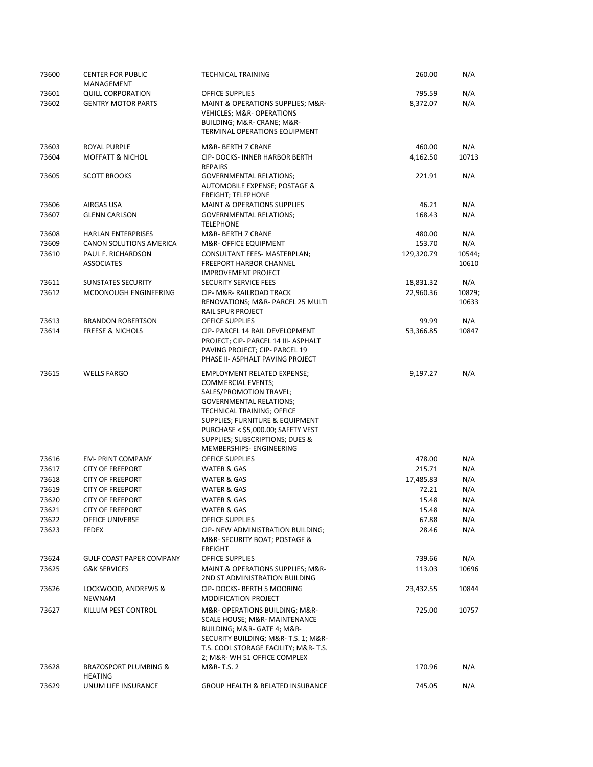| | | | | |
|---|---|---|---|---|
| 73600 | CENTER FOR PUBLIC MANAGEMENT | TECHNICAL TRAINING | 260.00 | N/A |
| 73601 | QUILL CORPORATION | OFFICE SUPPLIES | 795.59 | N/A |
| 73602 | GENTRY MOTOR PARTS | MAINT & OPERATIONS SUPPLIES; M&R- VEHICLES; M&R- OPERATIONS BUILDING; M&R- CRANE; M&R- TERMINAL OPERATIONS EQUIPMENT | 8,372.07 | N/A |
| 73603 | ROYAL PURPLE | M&R- BERTH 7 CRANE | 460.00 | N/A |
| 73604 | MOFFATT & NICHOL | CIP- DOCKS- INNER HARBOR BERTH REPAIRS | 4,162.50 | 10713 |
| 73605 | SCOTT BROOKS | GOVERNMENTAL RELATIONS; AUTOMOBILE EXPENSE; POSTAGE & FREIGHT; TELEPHONE | 221.91 | N/A |
| 73606 | AIRGAS USA | MAINT & OPERATIONS SUPPLIES | 46.21 | N/A |
| 73607 | GLENN CARLSON | GOVERNMENTAL RELATIONS; TELEPHONE | 168.43 | N/A |
| 73608 | HARLAN ENTERPRISES | M&R- BERTH 7 CRANE | 480.00 | N/A |
| 73609 | CANON SOLUTIONS AMERICA | M&R- OFFICE EQUIPMENT | 153.70 | N/A |
| 73610 | PAUL F. RICHARDSON ASSOCIATES | CONSULTANT FEES- MASTERPLAN; FREEPORT HARBOR CHANNEL IMPROVEMENT PROJECT | 129,320.79 | 10544; 10610 |
| 73611 | SUNSTATES SECURITY | SECURITY SERVICE FEES | 18,831.32 | N/A |
| 73612 | MCDONOUGH ENGINEERING | CIP- M&R- RAILROAD TRACK RENOVATIONS; M&R- PARCEL 25 MULTI RAIL SPUR PROJECT | 22,960.36 | 10829; 10633 |
| 73613 | BRANDON ROBERTSON | OFFICE SUPPLIES | 99.99 | N/A |
| 73614 | FREESE & NICHOLS | CIP- PARCEL 14 RAIL DEVELOPMENT PROJECT; CIP- PARCEL 14 III- ASPHALT PAVING PROJECT; CIP- PARCEL 19 PHASE II- ASPHALT PAVING PROJECT | 53,366.85 | 10847 |
| 73615 | WELLS FARGO | EMPLOYMENT RELATED EXPENSE; COMMERCIAL EVENTS; SALES/PROMOTION TRAVEL; GOVERNMENTAL RELATIONS; TECHNICAL TRAINING; OFFICE SUPPLIES; FURNITURE & EQUIPMENT PURCHASE < $5,000.00; SAFETY VEST SUPPLIES; SUBSCRIPTIONS; DUES & MEMBERSHIPS- ENGINEERING | 9,197.27 | N/A |
| 73616 | EM- PRINT COMPANY | OFFICE SUPPLIES | 478.00 | N/A |
| 73617 | CITY OF FREEPORT | WATER & GAS | 215.71 | N/A |
| 73618 | CITY OF FREEPORT | WATER & GAS | 17,485.83 | N/A |
| 73619 | CITY OF FREEPORT | WATER & GAS | 72.21 | N/A |
| 73620 | CITY OF FREEPORT | WATER & GAS | 15.48 | N/A |
| 73621 | CITY OF FREEPORT | WATER & GAS | 15.48 | N/A |
| 73622 | OFFICE UNIVERSE | OFFICE SUPPLIES | 67.88 | N/A |
| 73623 | FEDEX | CIP- NEW ADMINISTRATION BUILDING; M&R- SECURITY BOAT; POSTAGE & FREIGHT | 28.46 | N/A |
| 73624 | GULF COAST PAPER COMPANY | OFFICE SUPPLIES | 739.66 | N/A |
| 73625 | G&K SERVICES | MAINT & OPERATIONS SUPPLIES; M&R- 2ND ST ADMINISTRATION BUILDING | 113.03 | 10696 |
| 73626 | LOCKWOOD, ANDREWS & NEWNAM | CIP- DOCKS- BERTH 5 MOORING MODIFICATION PROJECT | 23,432.55 | 10844 |
| 73627 | KILLUM PEST CONTROL | M&R- OPERATIONS BUILDING; M&R- SCALE HOUSE; M&R- MAINTENANCE BUILDING; M&R- GATE 4; M&R- SECURITY BUILDING; M&R- T.S. 1; M&R- T.S. COOL STORAGE FACILITY; M&R- T.S. 2; M&R- WH 51 OFFICE COMPLEX | 725.00 | 10757 |
| 73628 | BRAZOSPORT PLUMBING & HEATING | M&R- T.S. 2 | 170.96 | N/A |
| 73629 | UNUM LIFE INSURANCE | GROUP HEALTH & RELATED INSURANCE | 745.05 | N/A |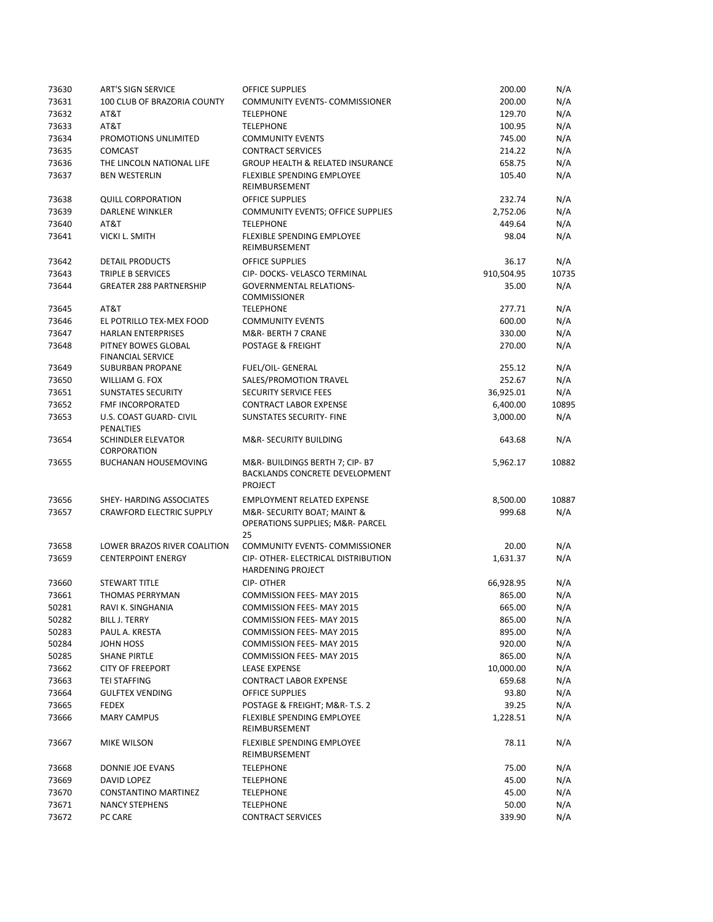| | | | | |
|---|---|---|---|---|
| 73630 | ART'S SIGN SERVICE | OFFICE SUPPLIES | 200.00 | N/A |
| 73631 | 100 CLUB OF BRAZORIA COUNTY | COMMUNITY EVENTS- COMMISSIONER | 200.00 | N/A |
| 73632 | AT&T | TELEPHONE | 129.70 | N/A |
| 73633 | AT&T | TELEPHONE | 100.95 | N/A |
| 73634 | PROMOTIONS UNLIMITED | COMMUNITY EVENTS | 745.00 | N/A |
| 73635 | COMCAST | CONTRACT SERVICES | 214.22 | N/A |
| 73636 | THE LINCOLN NATIONAL LIFE | GROUP HEALTH & RELATED INSURANCE | 658.75 | N/A |
| 73637 | BEN WESTERLIN | FLEXIBLE SPENDING EMPLOYEE REIMBURSEMENT | 105.40 | N/A |
| 73638 | QUILL CORPORATION | OFFICE SUPPLIES | 232.74 | N/A |
| 73639 | DARLENE WINKLER | COMMUNITY EVENTS; OFFICE SUPPLIES | 2,752.06 | N/A |
| 73640 | AT&T | TELEPHONE | 449.64 | N/A |
| 73641 | VICKI L. SMITH | FLEXIBLE SPENDING EMPLOYEE REIMBURSEMENT | 98.04 | N/A |
| 73642 | DETAIL PRODUCTS | OFFICE SUPPLIES | 36.17 | N/A |
| 73643 | TRIPLE B SERVICES | CIP- DOCKS- VELASCO TERMINAL | 910,504.95 | 10735 |
| 73644 | GREATER 288 PARTNERSHIP | GOVERNMENTAL RELATIONS- COMMISSIONER | 35.00 | N/A |
| 73645 | AT&T | TELEPHONE | 277.71 | N/A |
| 73646 | EL POTRILLO TEX-MEX FOOD | COMMUNITY EVENTS | 600.00 | N/A |
| 73647 | HARLAN ENTERPRISES | M&R- BERTH 7 CRANE | 330.00 | N/A |
| 73648 | PITNEY BOWES GLOBAL FINANCIAL SERVICE | POSTAGE & FREIGHT | 270.00 | N/A |
| 73649 | SUBURBAN PROPANE | FUEL/OIL- GENERAL | 255.12 | N/A |
| 73650 | WILLIAM G. FOX | SALES/PROMOTION TRAVEL | 252.67 | N/A |
| 73651 | SUNSTATES SECURITY | SECURITY SERVICE FEES | 36,925.01 | N/A |
| 73652 | FMF INCORPORATED | CONTRACT LABOR EXPENSE | 6,400.00 | 10895 |
| 73653 | U.S. COAST GUARD- CIVIL PENALTIES | SUNSTATES SECURITY- FINE | 3,000.00 | N/A |
| 73654 | SCHINDLER ELEVATOR CORPORATION | M&R- SECURITY BUILDING | 643.68 | N/A |
| 73655 | BUCHANAN HOUSEMOVING | M&R- BUILDINGS BERTH 7; CIP- B7 BACKLANDS CONCRETE DEVELOPMENT PROJECT | 5,962.17 | 10882 |
| 73656 | SHEY- HARDING ASSOCIATES | EMPLOYMENT RELATED EXPENSE | 8,500.00 | 10887 |
| 73657 | CRAWFORD ELECTRIC SUPPLY | M&R- SECURITY BOAT; MAINT & OPERATIONS SUPPLIES; M&R- PARCEL 25 | 999.68 | N/A |
| 73658 | LOWER BRAZOS RIVER COALITION | COMMUNITY EVENTS- COMMISSIONER | 20.00 | N/A |
| 73659 | CENTERPOINT ENERGY | CIP- OTHER- ELECTRICAL DISTRIBUTION HARDENING PROJECT | 1,631.37 | N/A |
| 73660 | STEWART TITLE | CIP- OTHER | 66,928.95 | N/A |
| 73661 | THOMAS PERRYMAN | COMMISSION FEES- MAY 2015 | 865.00 | N/A |
| 50281 | RAVI K. SINGHANIA | COMMISSION FEES- MAY 2015 | 665.00 | N/A |
| 50282 | BILL J. TERRY | COMMISSION FEES- MAY 2015 | 865.00 | N/A |
| 50283 | PAUL A. KRESTA | COMMISSION FEES- MAY 2015 | 895.00 | N/A |
| 50284 | JOHN HOSS | COMMISSION FEES- MAY 2015 | 920.00 | N/A |
| 50285 | SHANE PIRTLE | COMMISSION FEES- MAY 2015 | 865.00 | N/A |
| 73662 | CITY OF FREEPORT | LEASE EXPENSE | 10,000.00 | N/A |
| 73663 | TEI STAFFING | CONTRACT LABOR EXPENSE | 659.68 | N/A |
| 73664 | GULFTEX VENDING | OFFICE SUPPLIES | 93.80 | N/A |
| 73665 | FEDEX | POSTAGE & FREIGHT; M&R- T.S. 2 | 39.25 | N/A |
| 73666 | MARY CAMPUS | FLEXIBLE SPENDING EMPLOYEE REIMBURSEMENT | 1,228.51 | N/A |
| 73667 | MIKE WILSON | FLEXIBLE SPENDING EMPLOYEE REIMBURSEMENT | 78.11 | N/A |
| 73668 | DONNIE JOE EVANS | TELEPHONE | 75.00 | N/A |
| 73669 | DAVID LOPEZ | TELEPHONE | 45.00 | N/A |
| 73670 | CONSTANTINO MARTINEZ | TELEPHONE | 45.00 | N/A |
| 73671 | NANCY STEPHENS | TELEPHONE | 50.00 | N/A |
| 73672 | PC CARE | CONTRACT SERVICES | 339.90 | N/A |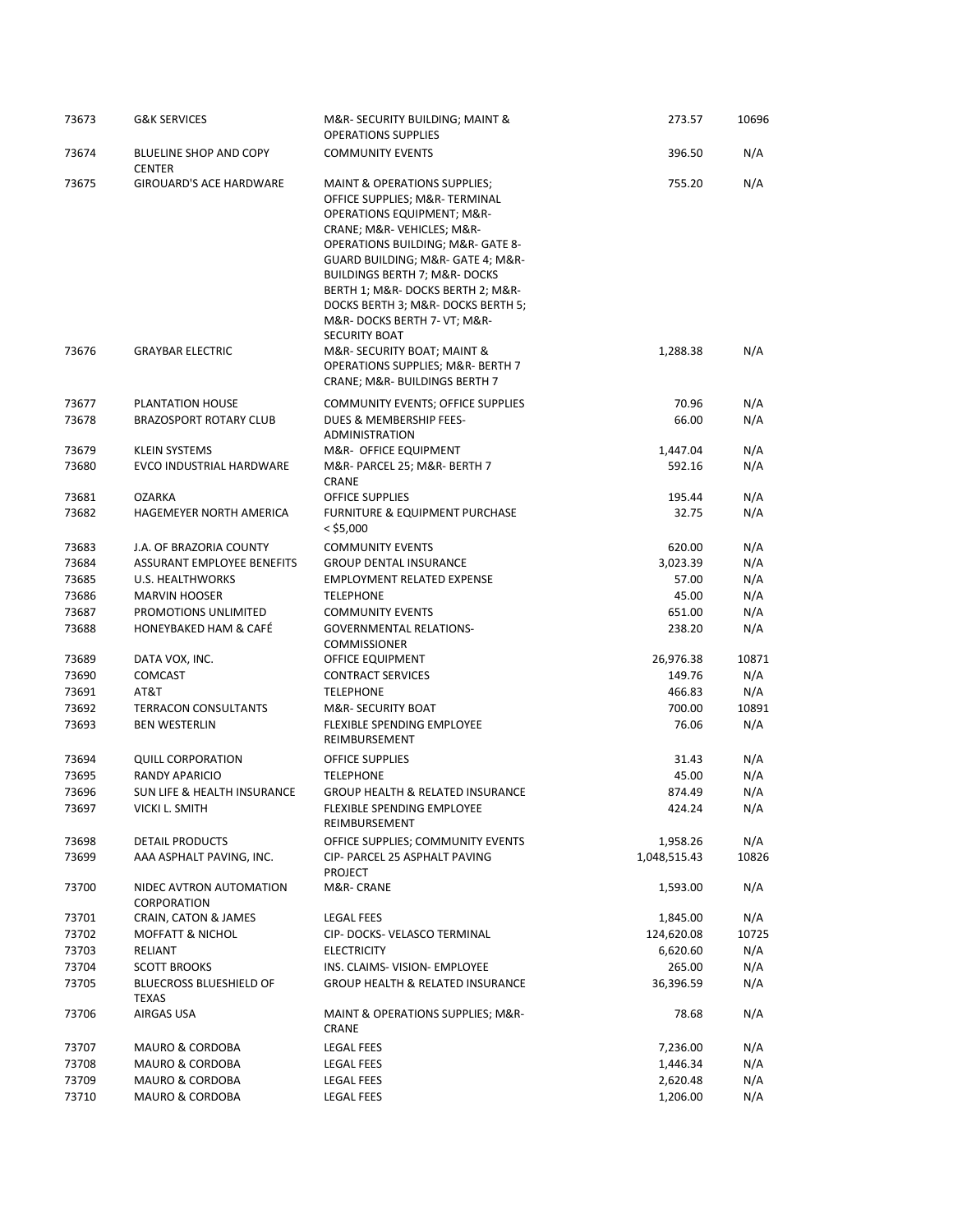| | | | | |
|---|---|---|---|---|
| 73673 | G&K SERVICES | M&R- SECURITY BUILDING; MAINT & OPERATIONS SUPPLIES | 273.57 | 10696 |
| 73674 | BLUELINE SHOP AND COPY CENTER | COMMUNITY EVENTS | 396.50 | N/A |
| 73675 | GIROUARD'S ACE HARDWARE | MAINT & OPERATIONS SUPPLIES; OFFICE SUPPLIES; M&R- TERMINAL OPERATIONS EQUIPMENT; M&R- CRANE; M&R- VEHICLES; M&R- OPERATIONS BUILDING; M&R- GATE 8- GUARD BUILDING; M&R- GATE 4; M&R- BUILDINGS BERTH 7; M&R- DOCKS BERTH 1; M&R- DOCKS BERTH 2; M&R- DOCKS BERTH 3; M&R- DOCKS BERTH 5; M&R- DOCKS BERTH 7- VT; M&R- SECURITY BOAT | 755.20 | N/A |
| 73676 | GRAYBAR ELECTRIC | M&R- SECURITY BOAT; MAINT & OPERATIONS SUPPLIES; M&R- BERTH 7 CRANE; M&R- BUILDINGS BERTH 7 | 1,288.38 | N/A |
| 73677 | PLANTATION HOUSE | COMMUNITY EVENTS; OFFICE SUPPLIES | 70.96 | N/A |
| 73678 | BRAZOSPORT ROTARY CLUB | DUES & MEMBERSHIP FEES- ADMINISTRATION | 66.00 | N/A |
| 73679 | KLEIN SYSTEMS | M&R- OFFICE EQUIPMENT | 1,447.04 | N/A |
| 73680 | EVCO INDUSTRIAL HARDWARE | M&R- PARCEL 25; M&R- BERTH 7 CRANE | 592.16 | N/A |
| 73681 | OZARKA | OFFICE SUPPLIES | 195.44 | N/A |
| 73682 | HAGEMEYER NORTH AMERICA | FURNITURE & EQUIPMENT PURCHASE < $5,000 | 32.75 | N/A |
| 73683 | J.A. OF BRAZORIA COUNTY | COMMUNITY EVENTS | 620.00 | N/A |
| 73684 | ASSURANT EMPLOYEE BENEFITS | GROUP DENTAL INSURANCE | 3,023.39 | N/A |
| 73685 | U.S. HEALTHWORKS | EMPLOYMENT RELATED EXPENSE | 57.00 | N/A |
| 73686 | MARVIN HOOSER | TELEPHONE | 45.00 | N/A |
| 73687 | PROMOTIONS UNLIMITED | COMMUNITY EVENTS | 651.00 | N/A |
| 73688 | HONEYBAKED HAM & CAFÉ | GOVERNMENTAL RELATIONS- COMMISSIONER | 238.20 | N/A |
| 73689 | DATA VOX, INC. | OFFICE EQUIPMENT | 26,976.38 | 10871 |
| 73690 | COMCAST | CONTRACT SERVICES | 149.76 | N/A |
| 73691 | AT&T | TELEPHONE | 466.83 | N/A |
| 73692 | TERRACON CONSULTANTS | M&R- SECURITY BOAT | 700.00 | 10891 |
| 73693 | BEN WESTERLIN | FLEXIBLE SPENDING EMPLOYEE REIMBURSEMENT | 76.06 | N/A |
| 73694 | QUILL CORPORATION | OFFICE SUPPLIES | 31.43 | N/A |
| 73695 | RANDY APARICIO | TELEPHONE | 45.00 | N/A |
| 73696 | SUN LIFE & HEALTH INSURANCE | GROUP HEALTH & RELATED INSURANCE | 874.49 | N/A |
| 73697 | VICKI L. SMITH | FLEXIBLE SPENDING EMPLOYEE REIMBURSEMENT | 424.24 | N/A |
| 73698 | DETAIL PRODUCTS | OFFICE SUPPLIES; COMMUNITY EVENTS | 1,958.26 | N/A |
| 73699 | AAA ASPHALT PAVING, INC. | CIP- PARCEL 25 ASPHALT PAVING PROJECT | 1,048,515.43 | 10826 |
| 73700 | NIDEC AVTRON AUTOMATION CORPORATION | M&R- CRANE | 1,593.00 | N/A |
| 73701 | CRAIN, CATON & JAMES | LEGAL FEES | 1,845.00 | N/A |
| 73702 | MOFFATT & NICHOL | CIP- DOCKS- VELASCO TERMINAL | 124,620.08 | 10725 |
| 73703 | RELIANT | ELECTRICITY | 6,620.60 | N/A |
| 73704 | SCOTT BROOKS | INS. CLAIMS- VISION- EMPLOYEE | 265.00 | N/A |
| 73705 | BLUECROSS BLUESHIELD OF TEXAS | GROUP HEALTH & RELATED INSURANCE | 36,396.59 | N/A |
| 73706 | AIRGAS USA | MAINT & OPERATIONS SUPPLIES; M&R- CRANE | 78.68 | N/A |
| 73707 | MAURO & CORDOBA | LEGAL FEES | 7,236.00 | N/A |
| 73708 | MAURO & CORDOBA | LEGAL FEES | 1,446.34 | N/A |
| 73709 | MAURO & CORDOBA | LEGAL FEES | 2,620.48 | N/A |
| 73710 | MAURO & CORDOBA | LEGAL FEES | 1,206.00 | N/A |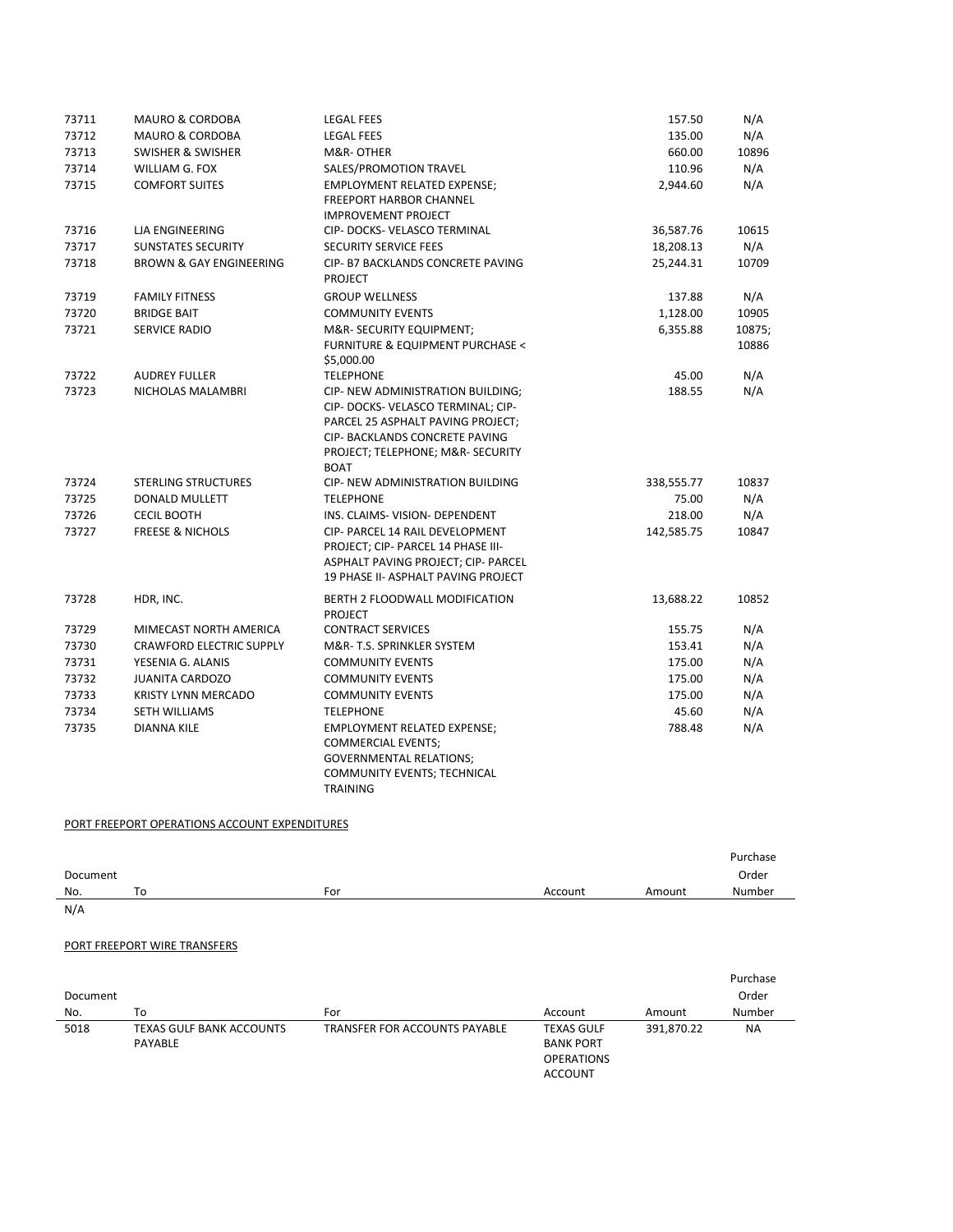| | | | | |
|---|---|---|---|---|
| 73711 | MAURO & CORDOBA | LEGAL FEES | 157.50 | N/A |
| 73712 | MAURO & CORDOBA | LEGAL FEES | 135.00 | N/A |
| 73713 | SWISHER & SWISHER | M&R- OTHER | 660.00 | 10896 |
| 73714 | WILLIAM G. FOX | SALES/PROMOTION TRAVEL | 110.96 | N/A |
| 73715 | COMFORT SUITES | EMPLOYMENT RELATED EXPENSE; FREEPORT HARBOR CHANNEL IMPROVEMENT PROJECT | 2,944.60 | N/A |
| 73716 | LJA ENGINEERING | CIP- DOCKS- VELASCO TERMINAL | 36,587.76 | 10615 |
| 73717 | SUNSTATES SECURITY | SECURITY SERVICE FEES | 18,208.13 | N/A |
| 73718 | BROWN & GAY ENGINEERING | CIP- B7 BACKLANDS CONCRETE PAVING PROJECT | 25,244.31 | 10709 |
| 73719 | FAMILY FITNESS | GROUP WELLNESS | 137.88 | N/A |
| 73720 | BRIDGE BAIT | COMMUNITY EVENTS | 1,128.00 | 10905 |
| 73721 | SERVICE RADIO | M&R- SECURITY EQUIPMENT; FURNITURE & EQUIPMENT PURCHASE < $5,000.00 | 6,355.88 | 10875; 10886 |
| 73722 | AUDREY FULLER | TELEPHONE | 45.00 | N/A |
| 73723 | NICHOLAS MALAMBRI | CIP- NEW ADMINISTRATION BUILDING; CIP- DOCKS- VELASCO TERMINAL; CIP- PARCEL 25 ASPHALT PAVING PROJECT; CIP- BACKLANDS CONCRETE PAVING PROJECT; TELEPHONE; M&R- SECURITY BOAT | 188.55 | N/A |
| 73724 | STERLING STRUCTURES | CIP- NEW ADMINISTRATION BUILDING | 338,555.77 | 10837 |
| 73725 | DONALD MULLETT | TELEPHONE | 75.00 | N/A |
| 73726 | CECIL BOOTH | INS. CLAIMS- VISION- DEPENDENT | 218.00 | N/A |
| 73727 | FREESE & NICHOLS | CIP- PARCEL 14 RAIL DEVELOPMENT PROJECT; CIP- PARCEL 14 PHASE III- ASPHALT PAVING PROJECT; CIP- PARCEL 19 PHASE II- ASPHALT PAVING PROJECT | 142,585.75 | 10847 |
| 73728 | HDR, INC. | BERTH 2 FLOODWALL MODIFICATION PROJECT | 13,688.22 | 10852 |
| 73729 | MIMECAST NORTH AMERICA | CONTRACT SERVICES | 155.75 | N/A |
| 73730 | CRAWFORD ELECTRIC SUPPLY | M&R- T.S. SPRINKLER SYSTEM | 153.41 | N/A |
| 73731 | YESENIA G. ALANIS | COMMUNITY EVENTS | 175.00 | N/A |
| 73732 | JUANITA CARDOZO | COMMUNITY EVENTS | 175.00 | N/A |
| 73733 | KRISTY LYNN MERCADO | COMMUNITY EVENTS | 175.00 | N/A |
| 73734 | SETH WILLIAMS | TELEPHONE | 45.60 | N/A |
| 73735 | DIANNA KILE | EMPLOYMENT RELATED EXPENSE; COMMERCIAL EVENTS; GOVERNMENTAL RELATIONS; COMMUNITY EVENTS; TECHNICAL TRAINING | 788.48 | N/A |

PORT FREEPORT OPERATIONS ACCOUNT EXPENDITURES

| Document No. | To | For | Account | Amount | Purchase Order Number |
|---|---|---|---|---|---|
| N/A | | | | | |

PORT FREEPORT WIRE TRANSFERS

| Document No. | To | For | Account | Amount | Purchase Order Number |
|---|---|---|---|---|---|
| 5018 | TEXAS GULF BANK ACCOUNTS PAYABLE | TRANSFER FOR ACCOUNTS PAYABLE | TEXAS GULF BANK PORT OPERATIONS ACCOUNT | 391,870.22 | NA |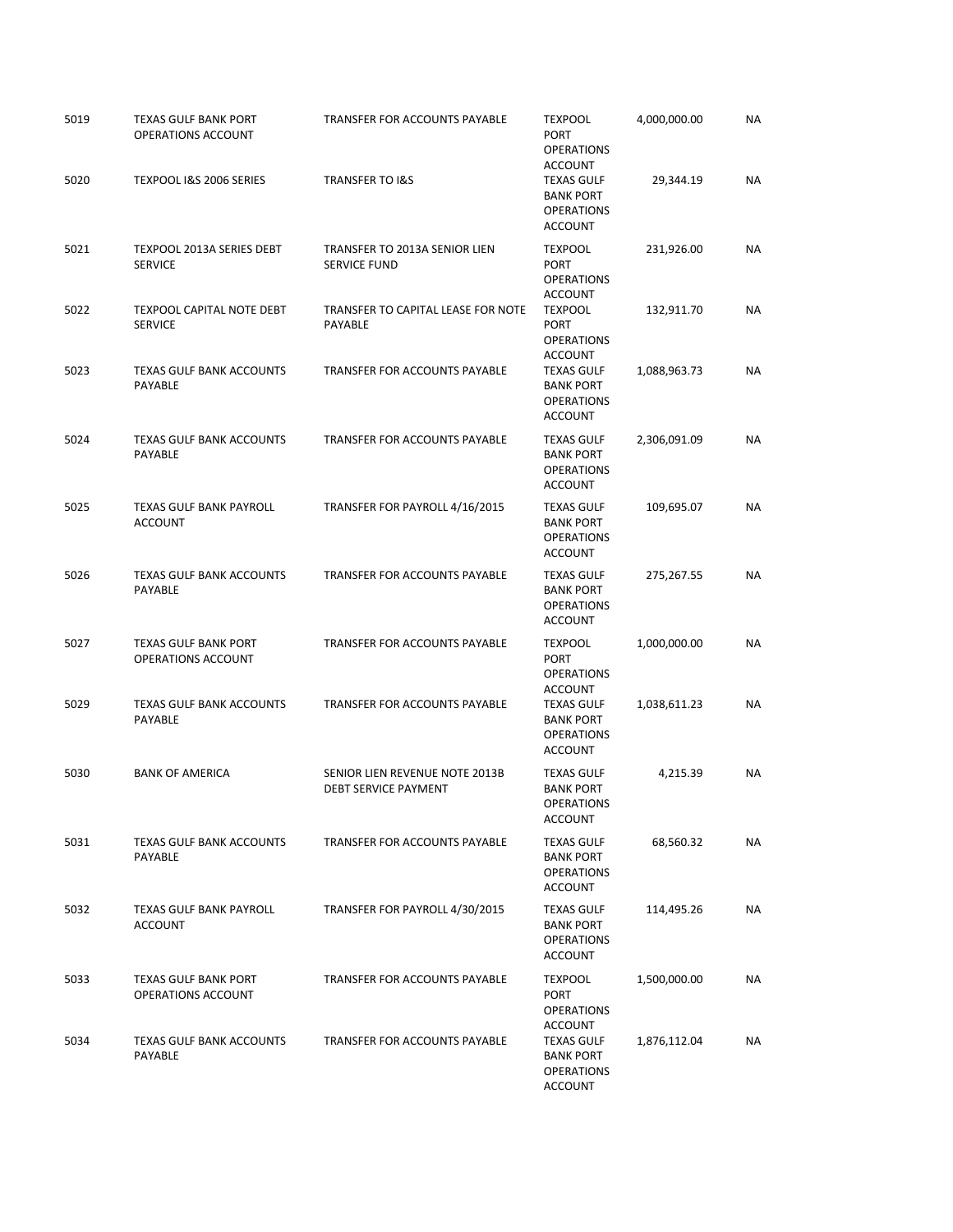| | | | | | |
|---|---|---|---|---|---|
| 5019 | TEXAS GULF BANK PORT OPERATIONS ACCOUNT | TRANSFER FOR ACCOUNTS PAYABLE | TEXPOOL PORT OPERATIONS ACCOUNT | 4,000,000.00 | NA |
| 5020 | TEXPOOL I&S 2006 SERIES | TRANSFER TO I&S | TEXAS GULF BANK PORT OPERATIONS ACCOUNT | 29,344.19 | NA |
| 5021 | TEXPOOL 2013A SERIES DEBT SERVICE | TRANSFER TO 2013A SENIOR LIEN SERVICE FUND | TEXPOOL PORT OPERATIONS ACCOUNT | 231,926.00 | NA |
| 5022 | TEXPOOL CAPITAL NOTE DEBT SERVICE | TRANSFER TO CAPITAL LEASE FOR NOTE PAYABLE | TEXPOOL PORT OPERATIONS ACCOUNT | 132,911.70 | NA |
| 5023 | TEXAS GULF BANK ACCOUNTS PAYABLE | TRANSFER FOR ACCOUNTS PAYABLE | TEXAS GULF BANK PORT OPERATIONS ACCOUNT | 1,088,963.73 | NA |
| 5024 | TEXAS GULF BANK ACCOUNTS PAYABLE | TRANSFER FOR ACCOUNTS PAYABLE | TEXAS GULF BANK PORT OPERATIONS ACCOUNT | 2,306,091.09 | NA |
| 5025 | TEXAS GULF BANK PAYROLL ACCOUNT | TRANSFER FOR PAYROLL 4/16/2015 | TEXAS GULF BANK PORT OPERATIONS ACCOUNT | 109,695.07 | NA |
| 5026 | TEXAS GULF BANK ACCOUNTS PAYABLE | TRANSFER FOR ACCOUNTS PAYABLE | TEXAS GULF BANK PORT OPERATIONS ACCOUNT | 275,267.55 | NA |
| 5027 | TEXAS GULF BANK PORT OPERATIONS ACCOUNT | TRANSFER FOR ACCOUNTS PAYABLE | TEXPOOL PORT OPERATIONS ACCOUNT | 1,000,000.00 | NA |
| 5029 | TEXAS GULF BANK ACCOUNTS PAYABLE | TRANSFER FOR ACCOUNTS PAYABLE | TEXAS GULF BANK PORT OPERATIONS ACCOUNT | 1,038,611.23 | NA |
| 5030 | BANK OF AMERICA | SENIOR LIEN REVENUE NOTE 2013B DEBT SERVICE PAYMENT | TEXAS GULF BANK PORT OPERATIONS ACCOUNT | 4,215.39 | NA |
| 5031 | TEXAS GULF BANK ACCOUNTS PAYABLE | TRANSFER FOR ACCOUNTS PAYABLE | TEXAS GULF BANK PORT OPERATIONS ACCOUNT | 68,560.32 | NA |
| 5032 | TEXAS GULF BANK PAYROLL ACCOUNT | TRANSFER FOR PAYROLL 4/30/2015 | TEXAS GULF BANK PORT OPERATIONS ACCOUNT | 114,495.26 | NA |
| 5033 | TEXAS GULF BANK PORT OPERATIONS ACCOUNT | TRANSFER FOR ACCOUNTS PAYABLE | TEXPOOL PORT OPERATIONS ACCOUNT | 1,500,000.00 | NA |
| 5034 | TEXAS GULF BANK ACCOUNTS PAYABLE | TRANSFER FOR ACCOUNTS PAYABLE | TEXAS GULF BANK PORT OPERATIONS ACCOUNT | 1,876,112.04 | NA |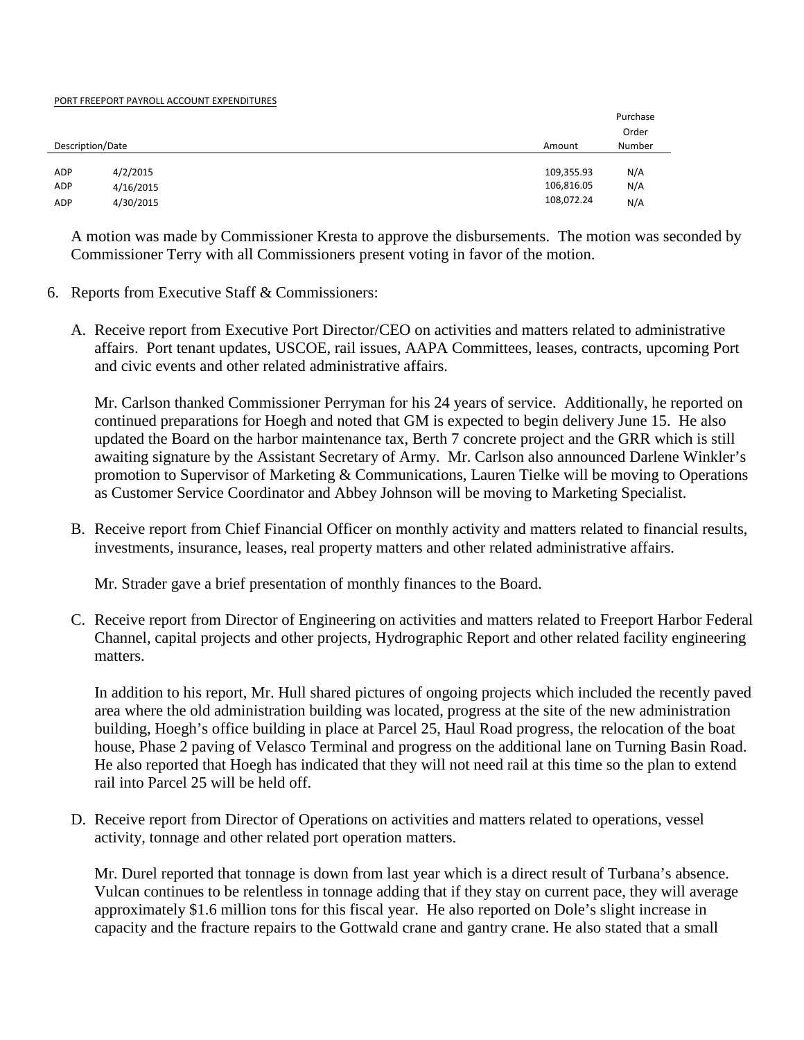PORT FREEPORT PAYROLL ACCOUNT EXPENDITURES

| Description/Date | | Amount | Purchase Order Number |
|---|---|---|---|
| ADP | 4/2/2015 | 109,355.93 | N/A |
| ADP | 4/16/2015 | 106,816.05 | N/A |
| ADP | 4/30/2015 | 108,072.24 | N/A |

A motion was made by Commissioner Kresta to approve the disbursements. The motion was seconded by Commissioner Terry with all Commissioners present voting in favor of the motion.

6. Reports from Executive Staff & Commissioners:

   A. Receive report from Executive Port Director/CEO on activities and matters related to administrative affairs. Port tenant updates, USCOE, rail issues, AAPA Committees, leases, contracts, upcoming Port and civic events and other related administrative affairs.

      Mr. Carlson thanked Commissioner Perryman for his 24 years of service. Additionally, he reported on continued preparations for Hoegh and noted that GM is expected to begin delivery June 15. He also updated the Board on the harbor maintenance tax, Berth 7 concrete project and the GRR which is still awaiting signature by the Assistant Secretary of Army. Mr. Carlson also announced Darlene Winkler's promotion to Supervisor of Marketing & Communications, Lauren Tielke will be moving to Operations as Customer Service Coordinator and Abbey Johnson will be moving to Marketing Specialist.

   B. Receive report from Chief Financial Officer on monthly activity and matters related to financial results, investments, insurance, leases, real property matters and other related administrative affairs.

      Mr. Strader gave a brief presentation of monthly finances to the Board.

   C. Receive report from Director of Engineering on activities and matters related to Freeport Harbor Federal Channel, capital projects and other projects, Hydrographic Report and other related facility engineering matters.

      In addition to his report, Mr. Hull shared pictures of ongoing projects which included the recently paved area where the old administration building was located, progress at the site of the new administration building, Hoegh's office building in place at Parcel 25, Haul Road progress, the relocation of the boat house, Phase 2 paving of Velasco Terminal and progress on the additional lane on Turning Basin Road. He also reported that Hoegh has indicated that they will not need rail at this time so the plan to extend rail into Parcel 25 will be held off.

   D. Receive report from Director of Operations on activities and matters related to operations, vessel activity, tonnage and other related port operation matters.

      Mr. Durel reported that tonnage is down from last year which is a direct result of Turbana's absence. Vulcan continues to be relentless in tonnage adding that if they stay on current pace, they will average approximately $1.6 million tons for this fiscal year. He also reported on Dole's slight increase in capacity and the fracture repairs to the Gottwald crane and gantry crane. He also stated that a small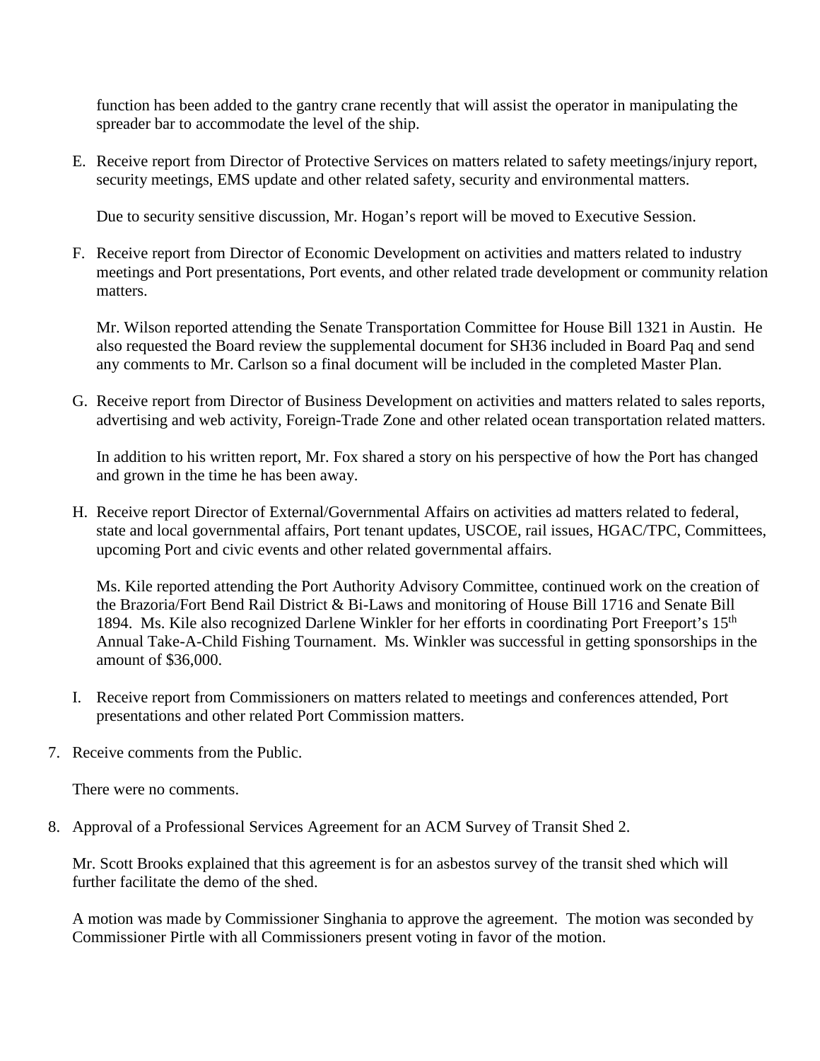function has been added to the gantry crane recently that will assist the operator in manipulating the spreader bar to accommodate the level of the ship.

E. Receive report from Director of Protective Services on matters related to safety meetings/injury report, security meetings, EMS update and other related safety, security and environmental matters.

   Due to security sensitive discussion, Mr. Hogan's report will be moved to Executive Session.

F. Receive report from Director of Economic Development on activities and matters related to industry meetings and Port presentations, Port events, and other related trade development or community relation matters.

   Mr. Wilson reported attending the Senate Transportation Committee for House Bill 1321 in Austin. He also requested the Board review the supplemental document for SH36 included in Board Paq and send any comments to Mr. Carlson so a final document will be included in the completed Master Plan.

G. Receive report from Director of Business Development on activities and matters related to sales reports, advertising and web activity, Foreign-Trade Zone and other related ocean transportation related matters.

   In addition to his written report, Mr. Fox shared a story on his perspective of how the Port has changed and grown in the time he has been away.

H. Receive report Director of External/Governmental Affairs on activities ad matters related to federal, state and local governmental affairs, Port tenant updates, USCOE, rail issues, HGAC/TPC, Committees, upcoming Port and civic events and other related governmental affairs.

   Ms. Kile reported attending the Port Authority Advisory Committee, continued work on the creation of the Brazoria/Fort Bend Rail District & Bi-Laws and monitoring of House Bill 1716 and Senate Bill 1894. Ms. Kile also recognized Darlene Winkler for her efforts in coordinating Port Freeport's 15th Annual Take-A-Child Fishing Tournament. Ms. Winkler was successful in getting sponsorships in the amount of $36,000.

I. Receive report from Commissioners on matters related to meetings and conferences attended, Port presentations and other related Port Commission matters.

7. Receive comments from the Public.

   There were no comments.

8. Approval of a Professional Services Agreement for an ACM Survey of Transit Shed 2.

   Mr. Scott Brooks explained that this agreement is for an asbestos survey of the transit shed which will further facilitate the demo of the shed.

   A motion was made by Commissioner Singhania to approve the agreement. The motion was seconded by Commissioner Pirtle with all Commissioners present voting in favor of the motion.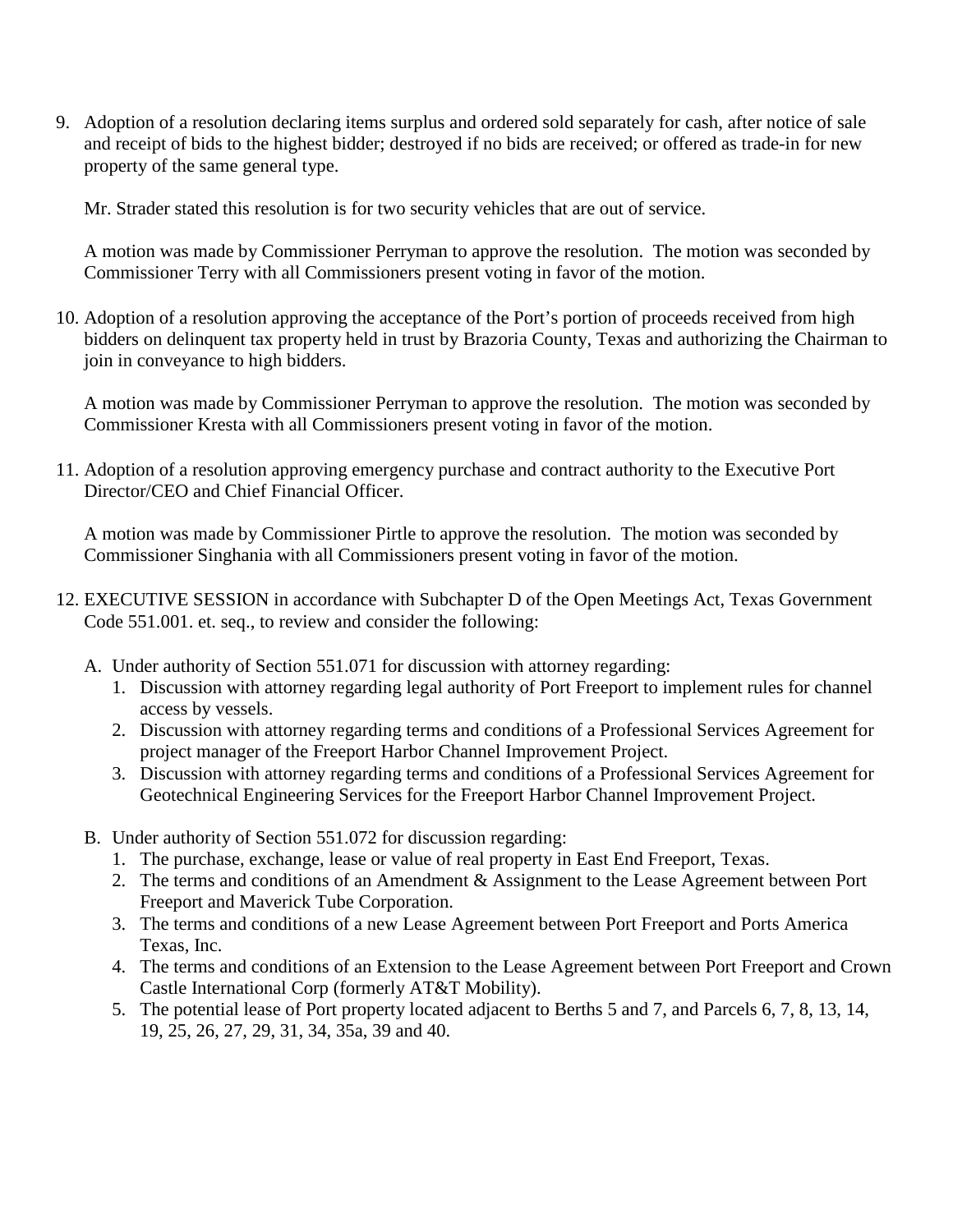9. Adoption of a resolution declaring items surplus and ordered sold separately for cash, after notice of sale and receipt of bids to the highest bidder; destroyed if no bids are received; or offered as trade-in for new property of the same general type.

   Mr. Strader stated this resolution is for two security vehicles that are out of service.

   A motion was made by Commissioner Perryman to approve the resolution. The motion was seconded by Commissioner Terry with all Commissioners present voting in favor of the motion.

10. Adoption of a resolution approving the acceptance of the Port's portion of proceeds received from high bidders on delinquent tax property held in trust by Brazoria County, Texas and authorizing the Chairman to join in conveyance to high bidders.

    A motion was made by Commissioner Perryman to approve the resolution. The motion was seconded by Commissioner Kresta with all Commissioners present voting in favor of the motion.

11. Adoption of a resolution approving emergency purchase and contract authority to the Executive Port Director/CEO and Chief Financial Officer.

    A motion was made by Commissioner Pirtle to approve the resolution. The motion was seconded by Commissioner Singhania with all Commissioners present voting in favor of the motion.

12. EXECUTIVE SESSION in accordance with Subchapter D of the Open Meetings Act, Texas Government Code 551.001. et. seq., to review and consider the following:

    A. Under authority of Section 551.071 for discussion with attorney regarding:
       1. Discussion with attorney regarding legal authority of Port Freeport to implement rules for channel access by vessels.
       2. Discussion with attorney regarding terms and conditions of a Professional Services Agreement for project manager of the Freeport Harbor Channel Improvement Project.
       3. Discussion with attorney regarding terms and conditions of a Professional Services Agreement for Geotechnical Engineering Services for the Freeport Harbor Channel Improvement Project.

    B. Under authority of Section 551.072 for discussion regarding:
       1. The purchase, exchange, lease or value of real property in East End Freeport, Texas.
       2. The terms and conditions of an Amendment & Assignment to the Lease Agreement between Port Freeport and Maverick Tube Corporation.
       3. The terms and conditions of a new Lease Agreement between Port Freeport and Ports America Texas, Inc.
       4. The terms and conditions of an Extension to the Lease Agreement between Port Freeport and Crown Castle International Corp (formerly AT&T Mobility).
       5. The potential lease of Port property located adjacent to Berths 5 and 7, and Parcels 6, 7, 8, 13, 14, 19, 25, 26, 27, 29, 31, 34, 35a, 39 and 40.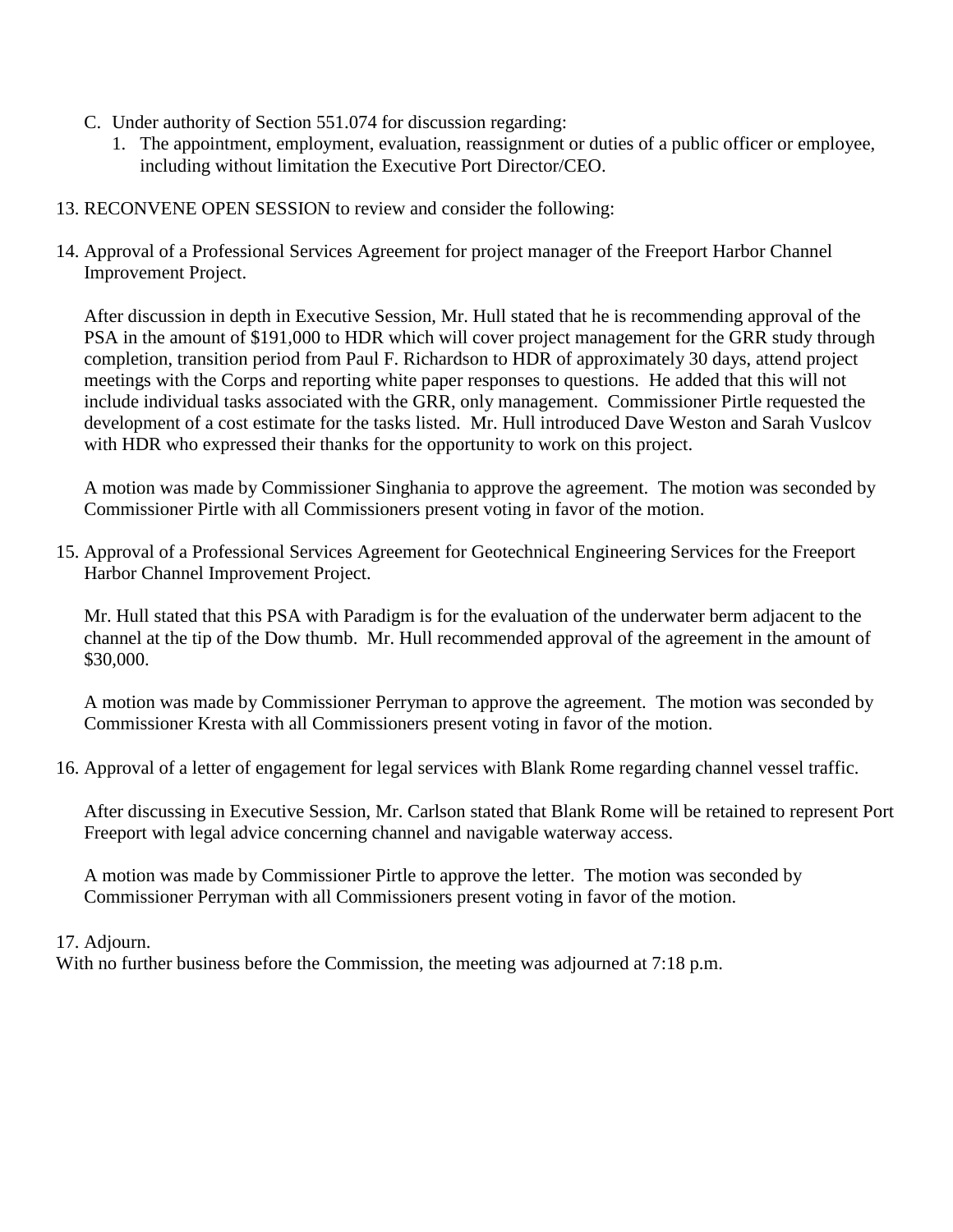C. Under authority of Section 551.074 for discussion regarding:
   1. The appointment, employment, evaluation, reassignment or duties of a public officer or employee, including without limitation the Executive Port Director/CEO.

13. RECONVENE OPEN SESSION to review and consider the following:

14. Approval of a Professional Services Agreement for project manager of the Freeport Harbor Channel Improvement Project.

    After discussion in depth in Executive Session, Mr. Hull stated that he is recommending approval of the PSA in the amount of $191,000 to HDR which will cover project management for the GRR study through completion, transition period from Paul F. Richardson to HDR of approximately 30 days, attend project meetings with the Corps and reporting white paper responses to questions. He added that this will not include individual tasks associated with the GRR, only management. Commissioner Pirtle requested the development of a cost estimate for the tasks listed. Mr. Hull introduced Dave Weston and Sarah Vuslcov with HDR who expressed their thanks for the opportunity to work on this project.

    A motion was made by Commissioner Singhania to approve the agreement. The motion was seconded by Commissioner Pirtle with all Commissioners present voting in favor of the motion.

15. Approval of a Professional Services Agreement for Geotechnical Engineering Services for the Freeport Harbor Channel Improvement Project.

    Mr. Hull stated that this PSA with Paradigm is for the evaluation of the underwater berm adjacent to the channel at the tip of the Dow thumb. Mr. Hull recommended approval of the agreement in the amount of $30,000.

    A motion was made by Commissioner Perryman to approve the agreement. The motion was seconded by Commissioner Kresta with all Commissioners present voting in favor of the motion.

16. Approval of a letter of engagement for legal services with Blank Rome regarding channel vessel traffic.

    After discussing in Executive Session, Mr. Carlson stated that Blank Rome will be retained to represent Port Freeport with legal advice concerning channel and navigable waterway access.

    A motion was made by Commissioner Pirtle to approve the letter. The motion was seconded by Commissioner Perryman with all Commissioners present voting in favor of the motion.

17. Adjourn.

With no further business before the Commission, the meeting was adjourned at 7:18 p.m.